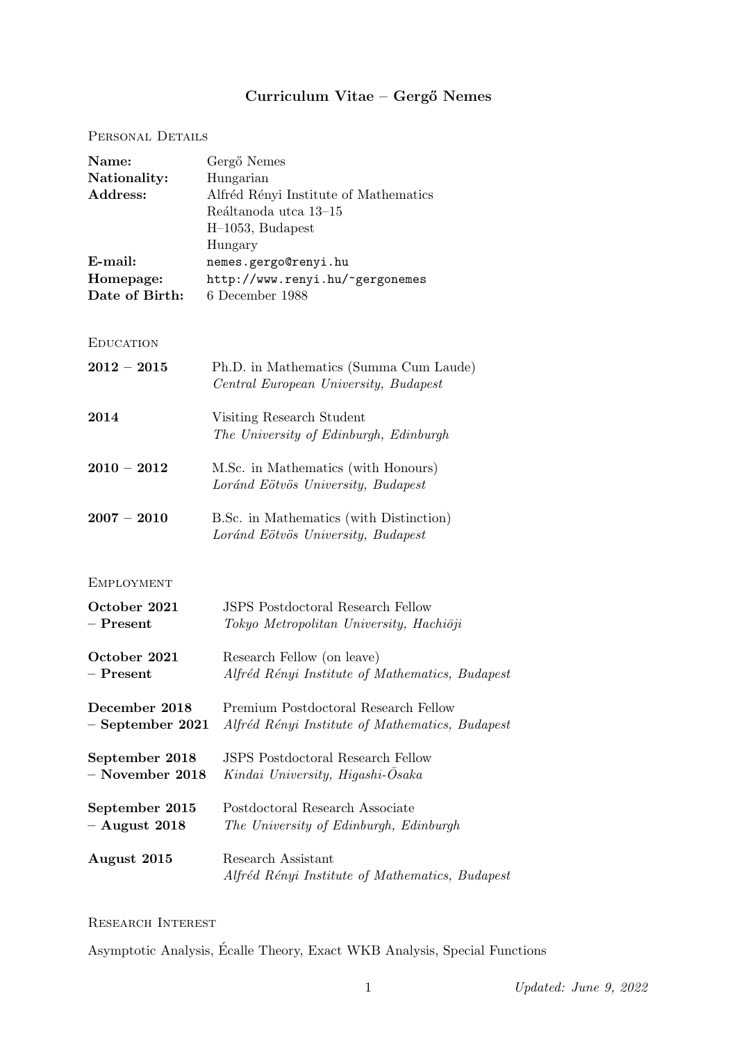# Curriculum Vitae – Gergő Nemes

## Personal Details

| | |
|---|---|
| **Name:** | Gergő Nemes |
| **Nationality:** | Hungarian |
| **Address:** | Alfréd Rényi Institute of Mathematics<br>Reáltanoda utca 13–15<br>H–1053, Budapest<br>Hungary |
| **E-mail:** | `nemes.gergo@renyi.hu` |
| **Homepage:** | `http://www.renyi.hu/~gergonemes` |
| **Date of Birth:** | 6 December 1988 |

## Education

**2012 – 2015** Ph.D. in Mathematics (Summa Cum Laude)
*Central European University, Budapest*

**2014** Visiting Research Student
*The University of Edinburgh, Edinburgh*

**2010 – 2012** M.Sc. in Mathematics (with Honours)
*Loránd Eötvös University, Budapest*

**2007 – 2010** B.Sc. in Mathematics (with Distinction)
*Loránd Eötvös University, Budapest*

## Employment

**October 2021 – Present** JSPS Postdoctoral Research Fellow
*Tokyo Metropolitan University, Hachiōji*

**October 2021 – Present** Research Fellow (on leave)
*Alfréd Rényi Institute of Mathematics, Budapest*

**December 2018 – September 2021** Premium Postdoctoral Research Fellow
*Alfréd Rényi Institute of Mathematics, Budapest*

**September 2018 – November 2018** JSPS Postdoctoral Research Fellow
*Kindai University, Higashi-Ōsaka*

**September 2015 – August 2018** Postdoctoral Research Associate
*The University of Edinburgh, Edinburgh*

**August 2015** Research Assistant
*Alfréd Rényi Institute of Mathematics, Budapest*

## Research Interest

Asymptotic Analysis, Écalle Theory, Exact WKB Analysis, Special Functions

*Updated: June 9, 2022*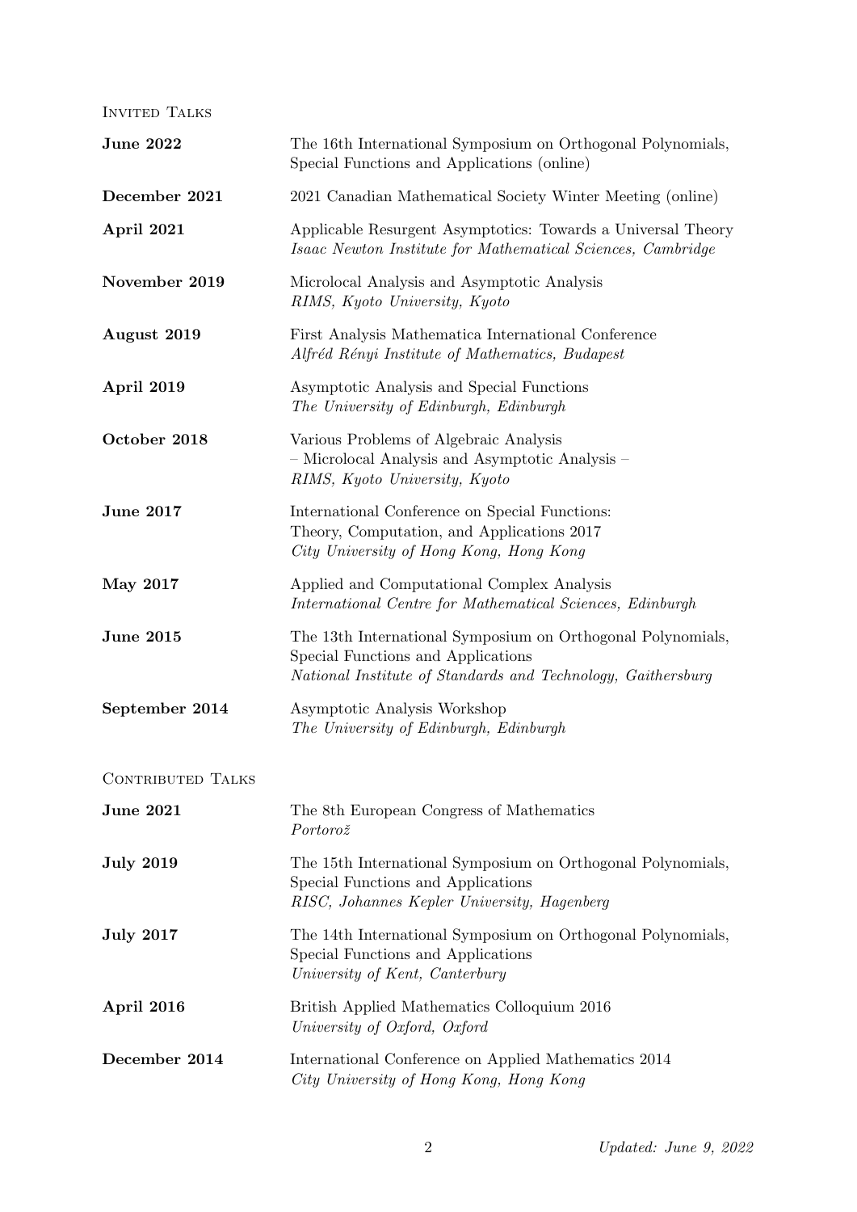## Invited Talks

**June 2022** — The 16th International Symposium on Orthogonal Polynomials, Special Functions and Applications (online)

**December 2021** — 2021 Canadian Mathematical Society Winter Meeting (online)

**April 2021** — Applicable Resurgent Asymptotics: Towards a Universal Theory
*Isaac Newton Institute for Mathematical Sciences, Cambridge*

**November 2019** — Microlocal Analysis and Asymptotic Analysis
*RIMS, Kyoto University, Kyoto*

**August 2019** — First Analysis Mathematica International Conference
*Alfréd Rényi Institute of Mathematics, Budapest*

**April 2019** — Asymptotic Analysis and Special Functions
*The University of Edinburgh, Edinburgh*

**October 2018** — Various Problems of Algebraic Analysis
– Microlocal Analysis and Asymptotic Analysis –
*RIMS, Kyoto University, Kyoto*

**June 2017** — International Conference on Special Functions: Theory, Computation, and Applications 2017
*City University of Hong Kong, Hong Kong*

**May 2017** — Applied and Computational Complex Analysis
*International Centre for Mathematical Sciences, Edinburgh*

**June 2015** — The 13th International Symposium on Orthogonal Polynomials, Special Functions and Applications
*National Institute of Standards and Technology, Gaithersburg*

**September 2014** — Asymptotic Analysis Workshop
*The University of Edinburgh, Edinburgh*

## Contributed Talks

**June 2021** — The 8th European Congress of Mathematics
*Portorož*

**July 2019** — The 15th International Symposium on Orthogonal Polynomials, Special Functions and Applications
*RISC, Johannes Kepler University, Hagenberg*

**July 2017** — The 14th International Symposium on Orthogonal Polynomials, Special Functions and Applications
*University of Kent, Canterbury*

**April 2016** — British Applied Mathematics Colloquium 2016
*University of Oxford, Oxford*

**December 2014** — International Conference on Applied Mathematics 2014
*City University of Hong Kong, Hong Kong*

*Updated: June 9, 2022*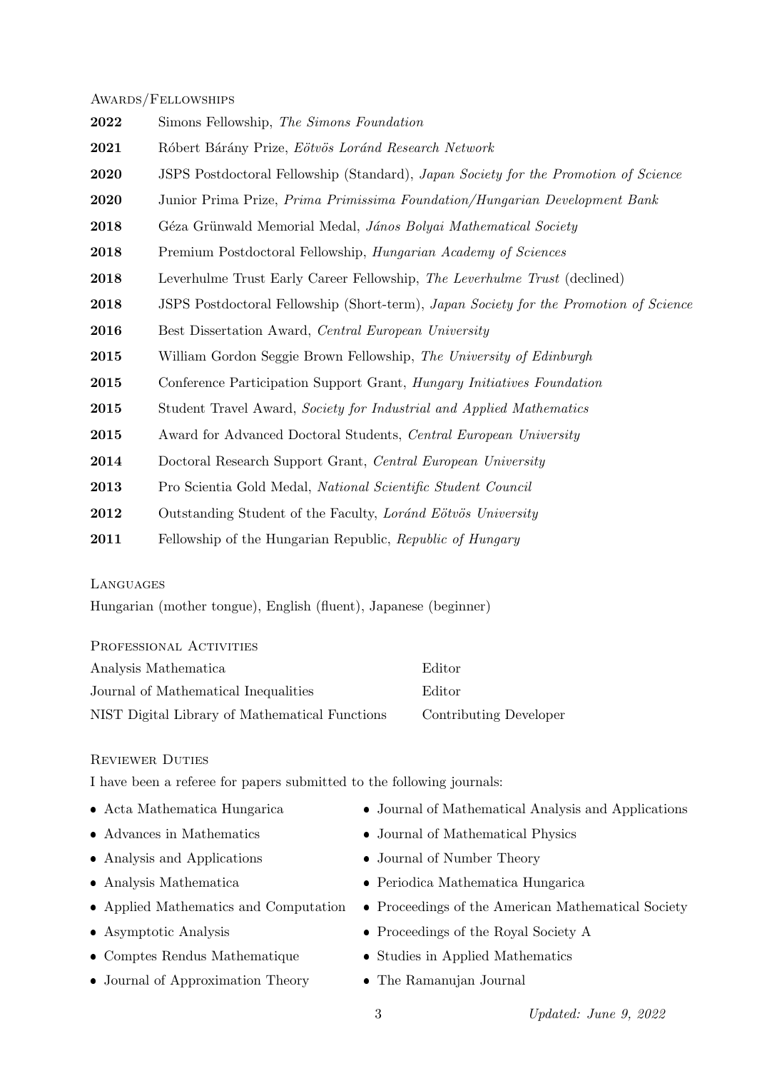## Awards/Fellowships

**2022** Simons Fellowship, *The Simons Foundation*

**2021** Róbert Bárány Prize, *Eötvös Loránd Research Network*

**2020** JSPS Postdoctoral Fellowship (Standard), *Japan Society for the Promotion of Science*

**2020** Junior Prima Prize, *Prima Primissima Foundation/Hungarian Development Bank*

**2018** Géza Grünwald Memorial Medal, *János Bolyai Mathematical Society*

**2018** Premium Postdoctoral Fellowship, *Hungarian Academy of Sciences*

**2018** Leverhulme Trust Early Career Fellowship, *The Leverhulme Trust* (declined)

**2018** JSPS Postdoctoral Fellowship (Short-term), *Japan Society for the Promotion of Science*

**2016** Best Dissertation Award, *Central European University*

**2015** William Gordon Seggie Brown Fellowship, *The University of Edinburgh*

**2015** Conference Participation Support Grant, *Hungary Initiatives Foundation*

**2015** Student Travel Award, *Society for Industrial and Applied Mathematics*

**2015** Award for Advanced Doctoral Students, *Central European University*

**2014** Doctoral Research Support Grant, *Central European University*

**2013** Pro Scientia Gold Medal, *National Scientific Student Council*

**2012** Outstanding Student of the Faculty, *Loránd Eötvös University*

**2011** Fellowship of the Hungarian Republic, *Republic of Hungary*

## Languages

Hungarian (mother tongue), English (fluent), Japanese (beginner)

## Professional Activities

| | |
|---|---|
| Analysis Mathematica | Editor |
| Journal of Mathematical Inequalities | Editor |
| NIST Digital Library of Mathematical Functions | Contributing Developer |

## Reviewer Duties

I have been a referee for papers submitted to the following journals:

- Acta Mathematica Hungarica
- Advances in Mathematics
- Analysis and Applications
- Analysis Mathematica
- Applied Mathematics and Computation
- Asymptotic Analysis
- Comptes Rendus Mathematique
- Journal of Approximation Theory
- Journal of Mathematical Analysis and Applications
- Journal of Mathematical Physics
- Journal of Number Theory
- Periodica Mathematica Hungarica
- Proceedings of the American Mathematical Society
- Proceedings of the Royal Society A
- Studies in Applied Mathematics
- The Ramanujan Journal

*Updated: June 9, 2022*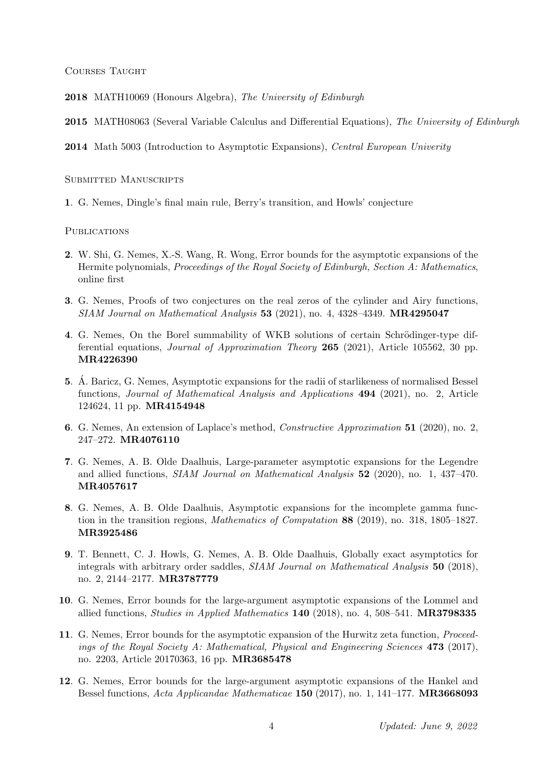## Courses Taught

**2018** MATH10069 (Honours Algebra), *The University of Edinburgh*

**2015** MATH08063 (Several Variable Calculus and Differential Equations), *The University of Edinburgh*

**2014** Math 5003 (Introduction to Asymptotic Expansions), *Central European Univerity*

## Submitted Manuscripts

**1**. G. Nemes, Dingle's final main rule, Berry's transition, and Howls' conjecture

## Publications

**2**. W. Shi, G. Nemes, X.-S. Wang, R. Wong, Error bounds for the asymptotic expansions of the Hermite polynomials, *Proceedings of the Royal Society of Edinburgh, Section A: Mathematics*, online first

**3**. G. Nemes, Proofs of two conjectures on the real zeros of the cylinder and Airy functions, *SIAM Journal on Mathematical Analysis* **53** (2021), no. 4, 4328–4349. **MR4295047**

**4**. G. Nemes, On the Borel summability of WKB solutions of certain Schrödinger-type differential equations, *Journal of Approximation Theory* **265** (2021), Article 105562, 30 pp. **MR4226390**

**5**. Á. Baricz, G. Nemes, Asymptotic expansions for the radii of starlikeness of normalised Bessel functions, *Journal of Mathematical Analysis and Applications* **494** (2021), no. 2, Article 124624, 11 pp. **MR4154948**

**6**. G. Nemes, An extension of Laplace's method, *Constructive Approximation* **51** (2020), no. 2, 247–272. **MR4076110**

**7**. G. Nemes, A. B. Olde Daalhuis, Large-parameter asymptotic expansions for the Legendre and allied functions, *SIAM Journal on Mathematical Analysis* **52** (2020), no. 1, 437–470. **MR4057617**

**8**. G. Nemes, A. B. Olde Daalhuis, Asymptotic expansions for the incomplete gamma function in the transition regions, *Mathematics of Computation* **88** (2019), no. 318, 1805–1827. **MR3925486**

**9**. T. Bennett, C. J. Howls, G. Nemes, A. B. Olde Daalhuis, Globally exact asymptotics for integrals with arbitrary order saddles, *SIAM Journal on Mathematical Analysis* **50** (2018), no. 2, 2144–2177. **MR3787779**

**10**. G. Nemes, Error bounds for the large-argument asymptotic expansions of the Lommel and allied functions, *Studies in Applied Mathematics* **140** (2018), no. 4, 508–541. **MR3798335**

**11**. G. Nemes, Error bounds for the asymptotic expansion of the Hurwitz zeta function, *Proceedings of the Royal Society A: Mathematical, Physical and Engineering Sciences* **473** (2017), no. 2203, Article 20170363, 16 pp. **MR3685478**

**12**. G. Nemes, Error bounds for the large-argument asymptotic expansions of the Hankel and Bessel functions, *Acta Applicandae Mathematicae* **150** (2017), no. 1, 141–177. **MR3668093**

*Updated: June 9, 2022*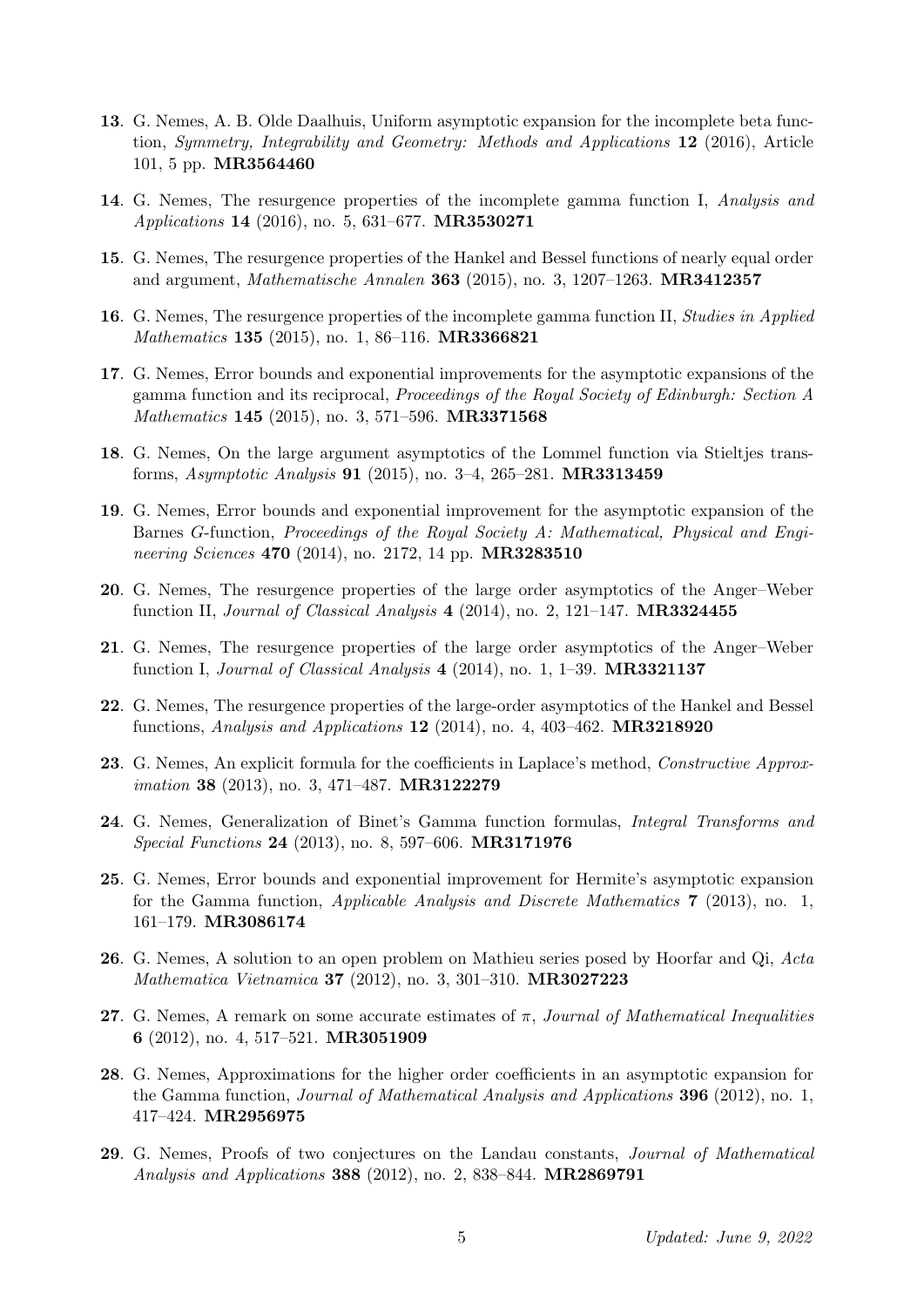**13**. G. Nemes, A. B. Olde Daalhuis, Uniform asymptotic expansion for the incomplete beta function, *Symmetry, Integrability and Geometry: Methods and Applications* **12** (2016), Article 101, 5 pp. **MR3564460**

**14**. G. Nemes, The resurgence properties of the incomplete gamma function I, *Analysis and Applications* **14** (2016), no. 5, 631–677. **MR3530271**

**15**. G. Nemes, The resurgence properties of the Hankel and Bessel functions of nearly equal order and argument, *Mathematische Annalen* **363** (2015), no. 3, 1207–1263. **MR3412357**

**16**. G. Nemes, The resurgence properties of the incomplete gamma function II, *Studies in Applied Mathematics* **135** (2015), no. 1, 86–116. **MR3366821**

**17**. G. Nemes, Error bounds and exponential improvements for the asymptotic expansions of the gamma function and its reciprocal, *Proceedings of the Royal Society of Edinburgh: Section A Mathematics* **145** (2015), no. 3, 571–596. **MR3371568**

**18**. G. Nemes, On the large argument asymptotics of the Lommel function via Stieltjes transforms, *Asymptotic Analysis* **91** (2015), no. 3–4, 265–281. **MR3313459**

**19**. G. Nemes, Error bounds and exponential improvement for the asymptotic expansion of the Barnes $G$-function, *Proceedings of the Royal Society A: Mathematical, Physical and Engineering Sciences* **470** (2014), no. 2172, 14 pp. **MR3283510**

**20**. G. Nemes, The resurgence properties of the large order asymptotics of the Anger–Weber function II, *Journal of Classical Analysis* **4** (2014), no. 2, 121–147. **MR3324455**

**21**. G. Nemes, The resurgence properties of the large order asymptotics of the Anger–Weber function I, *Journal of Classical Analysis* **4** (2014), no. 1, 1–39. **MR3321137**

**22**. G. Nemes, The resurgence properties of the large-order asymptotics of the Hankel and Bessel functions, *Analysis and Applications* **12** (2014), no. 4, 403–462. **MR3218920**

**23**. G. Nemes, An explicit formula for the coefficients in Laplace's method, *Constructive Approximation* **38** (2013), no. 3, 471–487. **MR3122279**

**24**. G. Nemes, Generalization of Binet's Gamma function formulas, *Integral Transforms and Special Functions* **24** (2013), no. 8, 597–606. **MR3171976**

**25**. G. Nemes, Error bounds and exponential improvement for Hermite's asymptotic expansion for the Gamma function, *Applicable Analysis and Discrete Mathematics* **7** (2013), no. 1, 161–179. **MR3086174**

**26**. G. Nemes, A solution to an open problem on Mathieu series posed by Hoorfar and Qi, *Acta Mathematica Vietnamica* **37** (2012), no. 3, 301–310. **MR3027223**

**27**. G. Nemes, A remark on some accurate estimates of $\pi$, *Journal of Mathematical Inequalities* **6** (2012), no. 4, 517–521. **MR3051909**

**28**. G. Nemes, Approximations for the higher order coefficients in an asymptotic expansion for the Gamma function, *Journal of Mathematical Analysis and Applications* **396** (2012), no. 1, 417–424. **MR2956975**

**29**. G. Nemes, Proofs of two conjectures on the Landau constants, *Journal of Mathematical Analysis and Applications* **388** (2012), no. 2, 838–844. **MR2869791**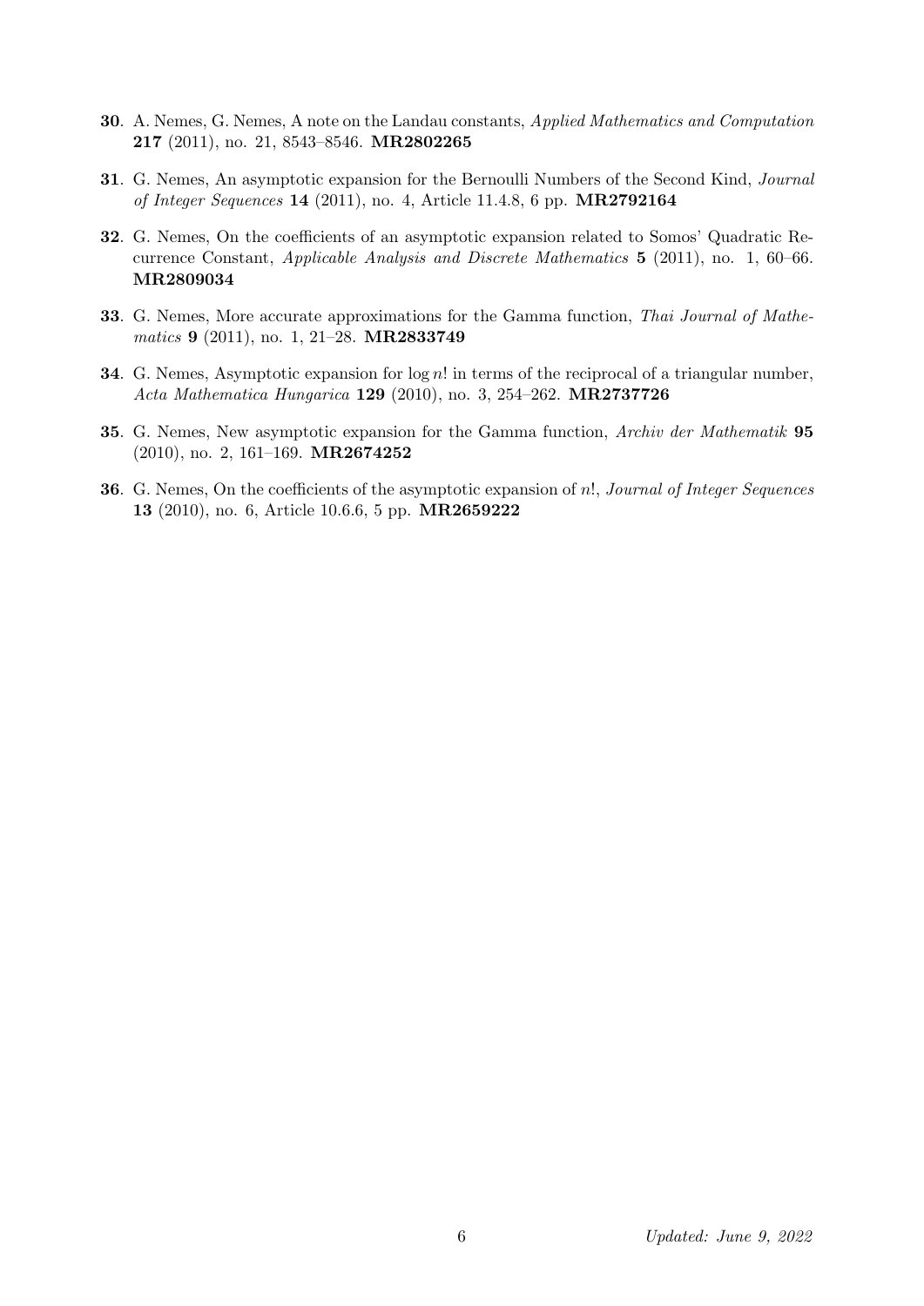**30**. A. Nemes, G. Nemes, A note on the Landau constants, *Applied Mathematics and Computation* **217** (2011), no. 21, 8543–8546. **MR2802265**

**31**. G. Nemes, An asymptotic expansion for the Bernoulli Numbers of the Second Kind, *Journal of Integer Sequences* **14** (2011), no. 4, Article 11.4.8, 6 pp. **MR2792164**

**32**. G. Nemes, On the coefficients of an asymptotic expansion related to Somos' Quadratic Recurrence Constant, *Applicable Analysis and Discrete Mathematics* **5** (2011), no. 1, 60–66. **MR2809034**

**33**. G. Nemes, More accurate approximations for the Gamma function, *Thai Journal of Mathematics* **9** (2011), no. 1, 21–28. **MR2833749**

**34**. G. Nemes, Asymptotic expansion for $\log n!$ in terms of the reciprocal of a triangular number, *Acta Mathematica Hungarica* **129** (2010), no. 3, 254–262. **MR2737726**

**35**. G. Nemes, New asymptotic expansion for the Gamma function, *Archiv der Mathematik* **95** (2010), no. 2, 161–169. **MR2674252**

**36**. G. Nemes, On the coefficients of the asymptotic expansion of $n!$, *Journal of Integer Sequences* **13** (2010), no. 6, Article 10.6.6, 5 pp. **MR2659222**

*Updated: June 9, 2022*